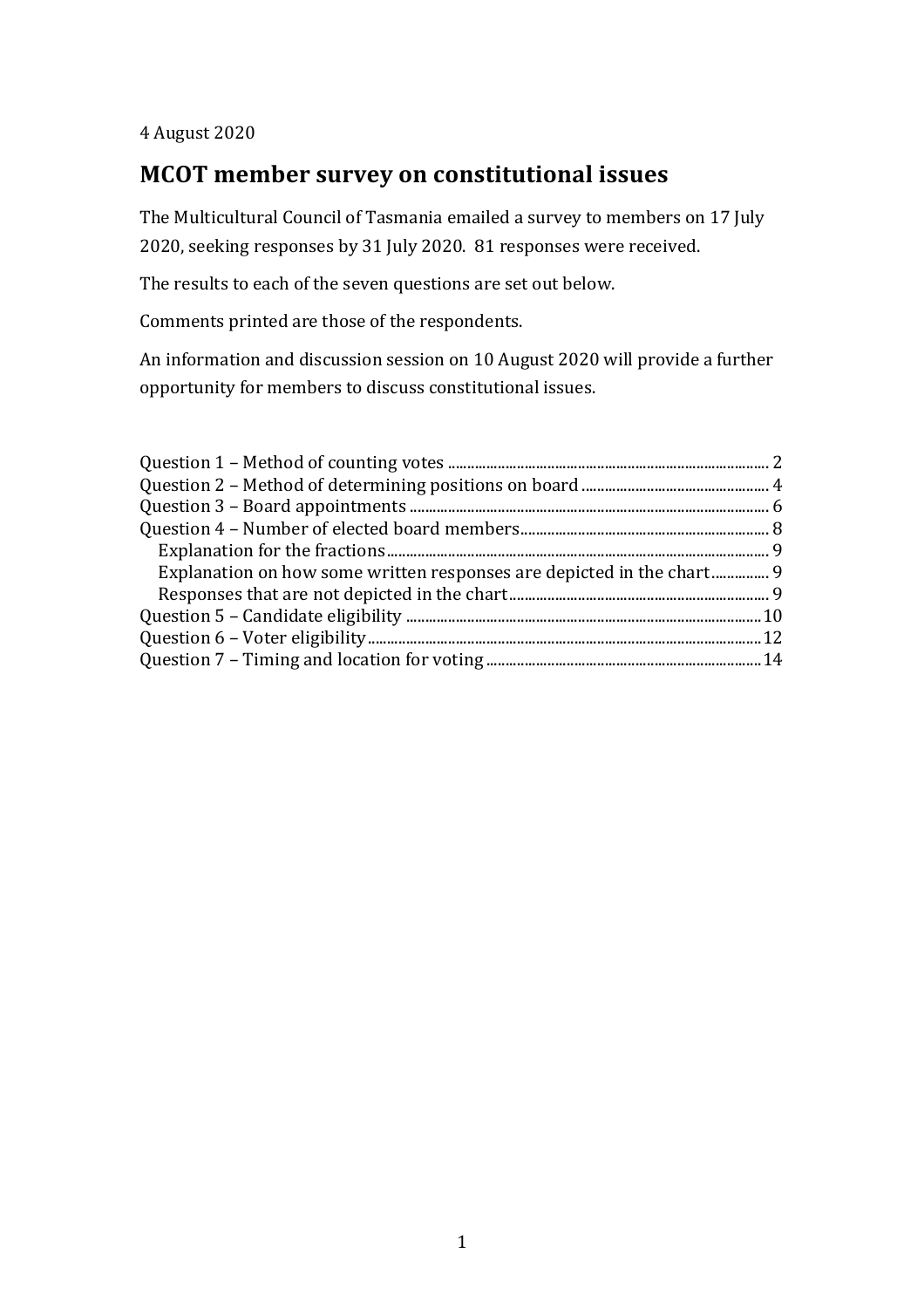4 August 2020

# MCOT member survey on constitutional issues

The Multicultural Council of Tasmania emailed a survey to members on 17 July 2020, seeking responses by 31 July 2020. 81 responses were received.

The results to each of the seven questions are set out below.

Comments printed are those of the respondents.

An information and discussion session on 10 August 2020 will provide a further opportunity for members to discuss constitutional issues.

- Question 1 – Method of counting votes ........ 2
- Question 2 – Method of determining positions on board ........ 4
- Question 3 – Board appointments ........ 6
- Question 4 – Number of elected board members ........ 8
  - Explanation for the fractions ........ 9
  - Explanation on how some written responses are depicted in the chart ........ 9
  - Responses that are not depicted in the chart ........ 9
- Question 5 – Candidate eligibility ........ 10
- Question 6 – Voter eligibility ........ 12
- Question 7 – Timing and location for voting ........ 14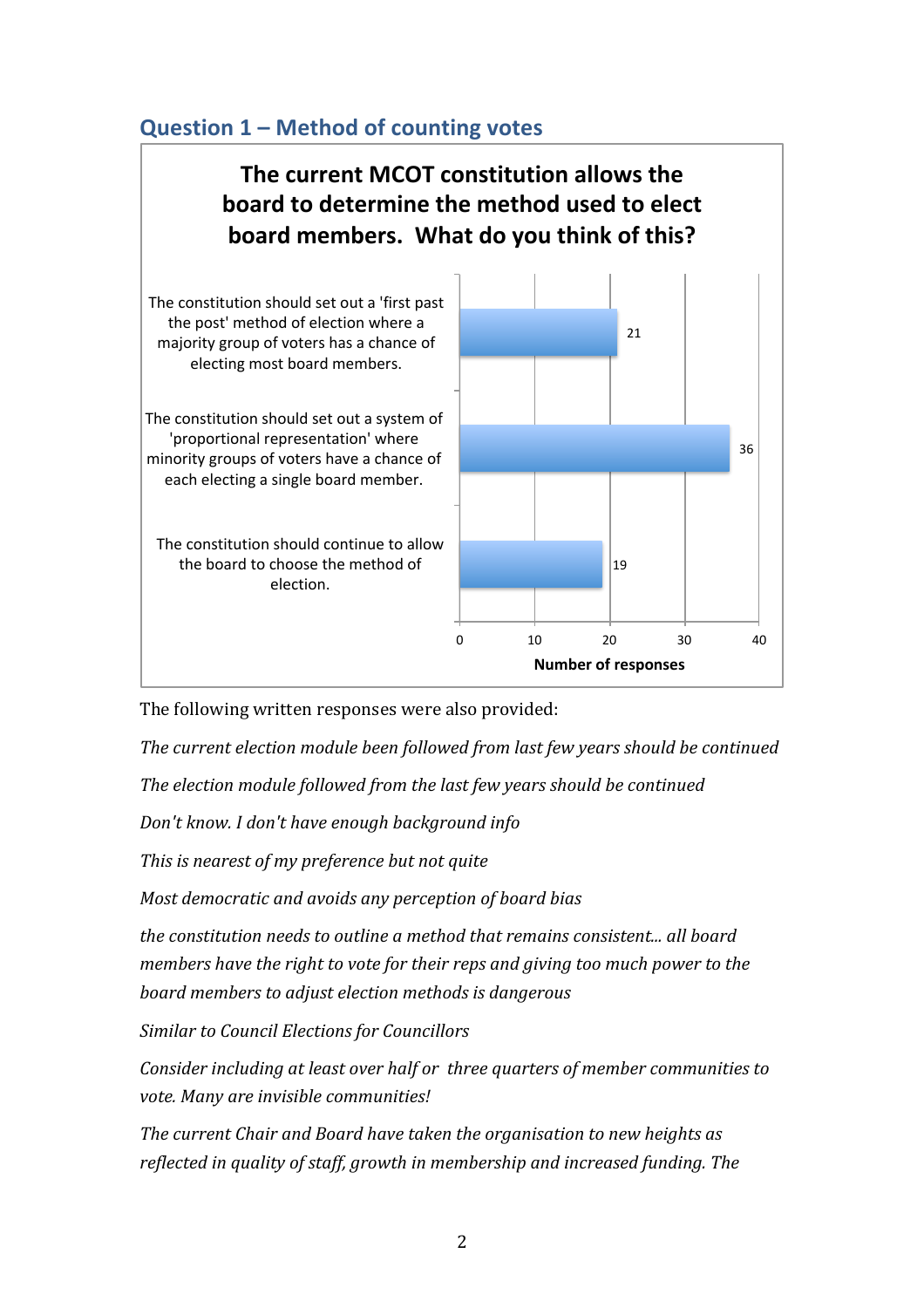## Question 1 – Method of counting votes

**The current MCOT constitution allows the board to determine the method used to elect board members. What do you think of this?**

The constitution should set out a 'first past the post' method of election where a majority group of voters has a chance of electing most board members.

21

The constitution should set out a system of 'proportional representation' where minority groups of voters have a chance of each electing a single board member.

36

The constitution should continue to allow the board to choose the method of election.

19

0 10 20 30 40

Number of responses

The following written responses were also provided:

*The current election module been followed from last few years should be continued*

*The election module followed from the last few years should be continued*

*Don't know. I don't have enough background info*

*This is nearest of my preference but not quite*

*Most democratic and avoids any perception of board bias*

*the constitution needs to outline a method that remains consistent... all board members have the right to vote for their reps and giving too much power to the board members to adjust election methods is dangerous*

*Similar to Council Elections for Councillors*

*Consider including at least over half or three quarters of member communities to vote. Many are invisible communities!*

*The current Chair and Board have taken the organisation to new heights as reflected in quality of staff, growth in membership and increased funding. The*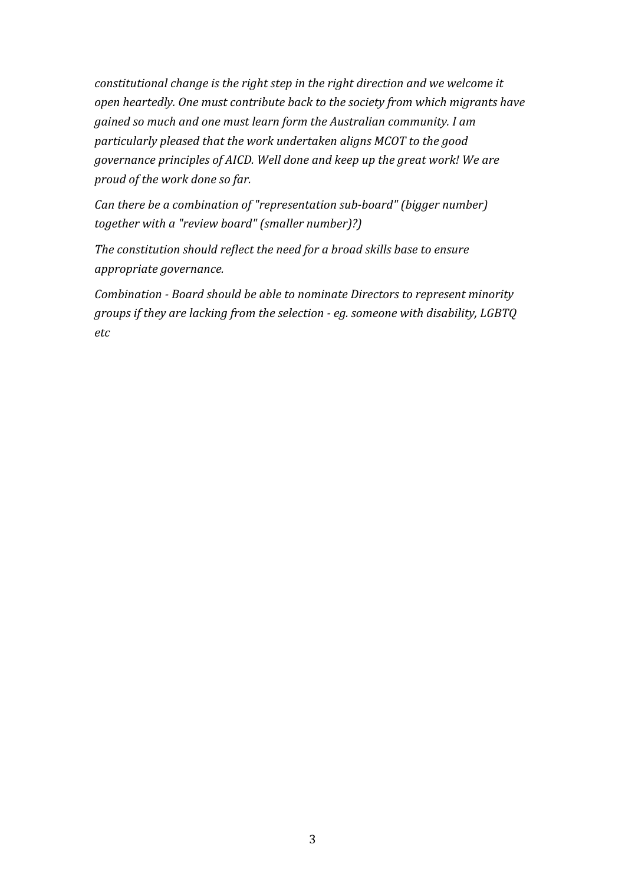*constitutional change is the right step in the right direction and we welcome it open heartedly. One must contribute back to the society from which migrants have gained so much and one must learn form the Australian community. I am particularly pleased that the work undertaken aligns MCOT to the good governance principles of AICD. Well done and keep up the great work! We are proud of the work done so far.*

*Can there be a combination of "representation sub-board" (bigger number) together with a "review board" (smaller number)?)*

*The constitution should reflect the need for a broad skills base to ensure appropriate governance.*

*Combination - Board should be able to nominate Directors to represent minority groups if they are lacking from the selection - eg. someone with disability, LGBTQ etc*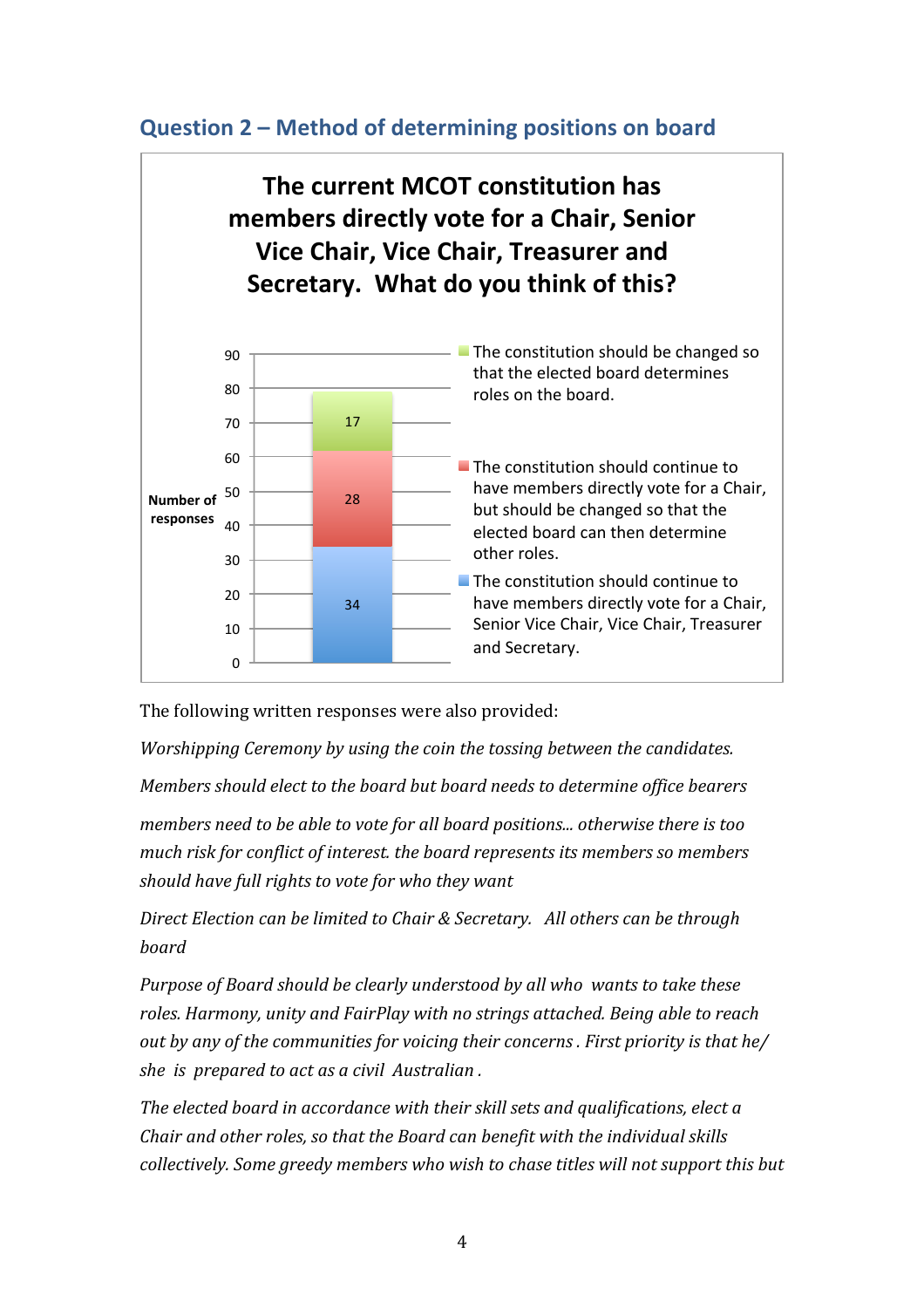## Question 2 – Method of determining positions on board

**The current MCOT constitution has members directly vote for a Chair, Senior Vice Chair, Vice Chair, Treasurer and Secretary. What do you think of this?**

Number of responses

0
10
20
30
40
50
60
70
80
90

17
28
34

The constitution should be changed so that the elected board determines roles on the board.

The constitution should continue to have members directly vote for a Chair, but should be changed so that the elected board can then determine other roles.

The constitution should continue to have members directly vote for a Chair, Senior Vice Chair, Vice Chair, Treasurer and Secretary.

The following written responses were also provided:

*Worshipping Ceremony by using the coin the tossing between the candidates.*

*Members should elect to the board but board needs to determine office bearers*

*members need to be able to vote for all board positions... otherwise there is too much risk for conflict of interest. the board represents its members so members should have full rights to vote for who they want*

*Direct Election can be limited to Chair & Secretary. All others can be through board*

*Purpose of Board should be clearly understood by all who wants to take these roles. Harmony, unity and FairPlay with no strings attached. Being able to reach out by any of the communities for voicing their concerns . First priority is that he/ she is prepared to act as a civil Australian .*

*The elected board in accordance with their skill sets and qualifications, elect a Chair and other roles, so that the Board can benefit with the individual skills collectively. Some greedy members who wish to chase titles will not support this but*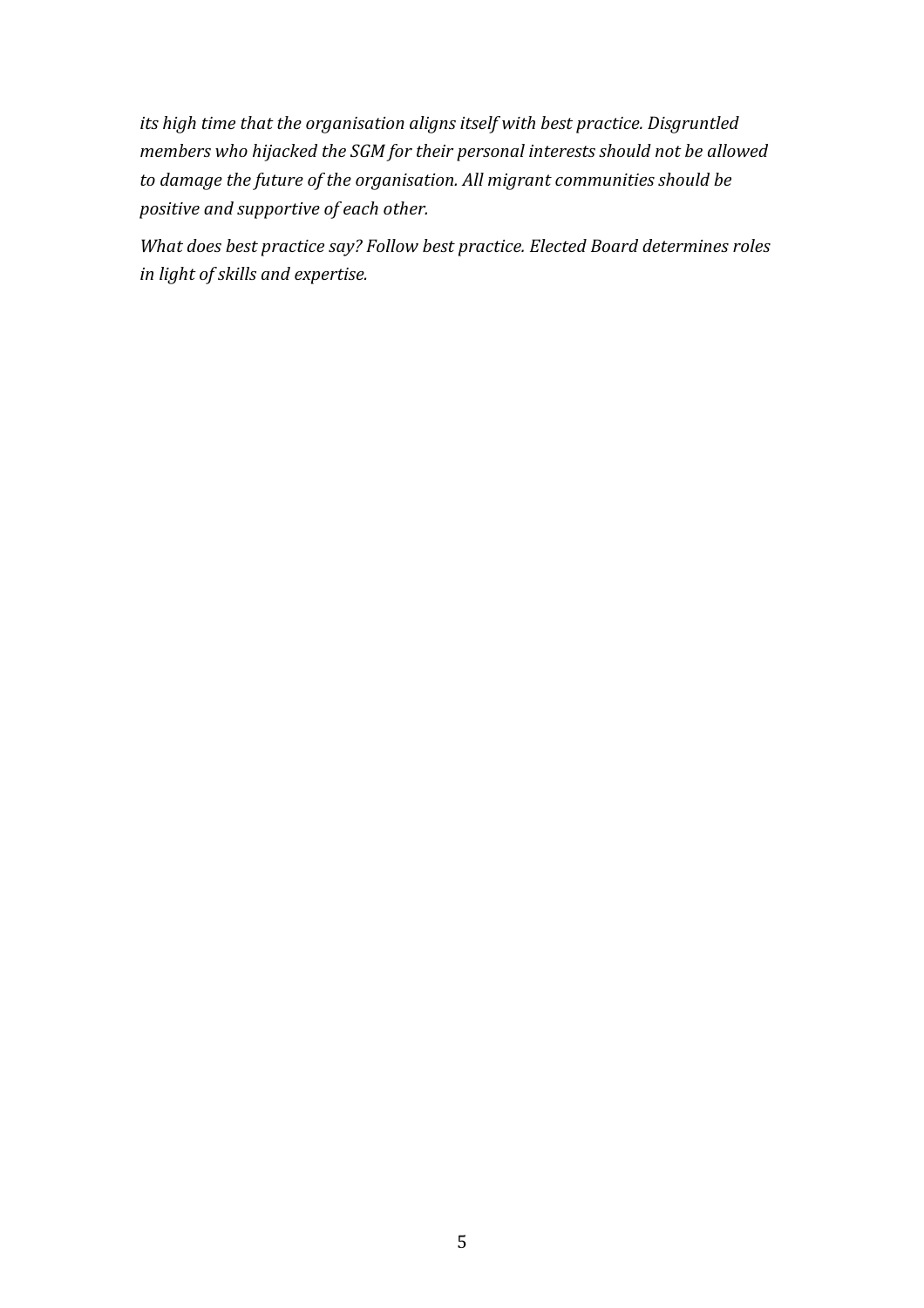*its high time that the organisation aligns itself with best practice. Disgruntled members who hijacked the SGM for their personal interests should not be allowed to damage the future of the organisation. All migrant communities should be positive and supportive of each other.*

*What does best practice say? Follow best practice. Elected Board determines roles in light of skills and expertise.*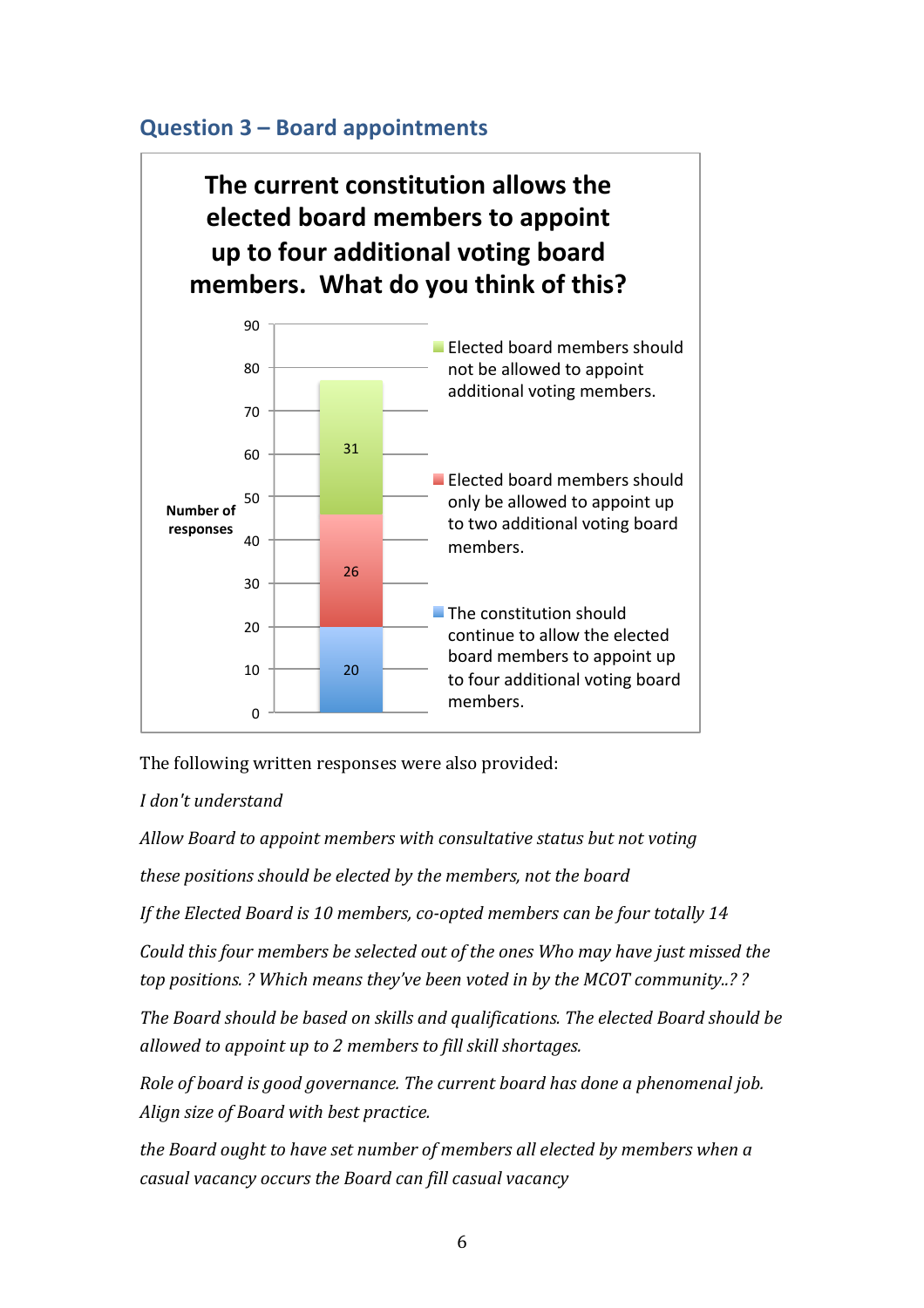## Question 3 – Board appointments

**The current constitution allows the elected board members to appoint up to four additional voting board members. What do you think of this?**

90
80
70
60
50
40
30
20
10
0

Number of responses

31
26
20

Elected board members should not be allowed to appoint additional voting members.

Elected board members should only be allowed to appoint up to two additional voting board members.

The constitution should continue to allow the elected board members to appoint up to four additional voting board members.

The following written responses were also provided:

*I don't understand*

*Allow Board to appoint members with consultative status but not voting*

*these positions should be elected by the members, not the board*

*If the Elected Board is 10 members, co-opted members can be four totally 14*

*Could this four members be selected out of the ones Who may have just missed the top positions. ? Which means they've been voted in by the MCOT community..? ?*

*The Board should be based on skills and qualifications. The elected Board should be allowed to appoint up to 2 members to fill skill shortages.*

*Role of board is good governance. The current board has done a phenomenal job. Align size of Board with best practice.*

*the Board ought to have set number of members all elected by members when a casual vacancy occurs the Board can fill casual vacancy*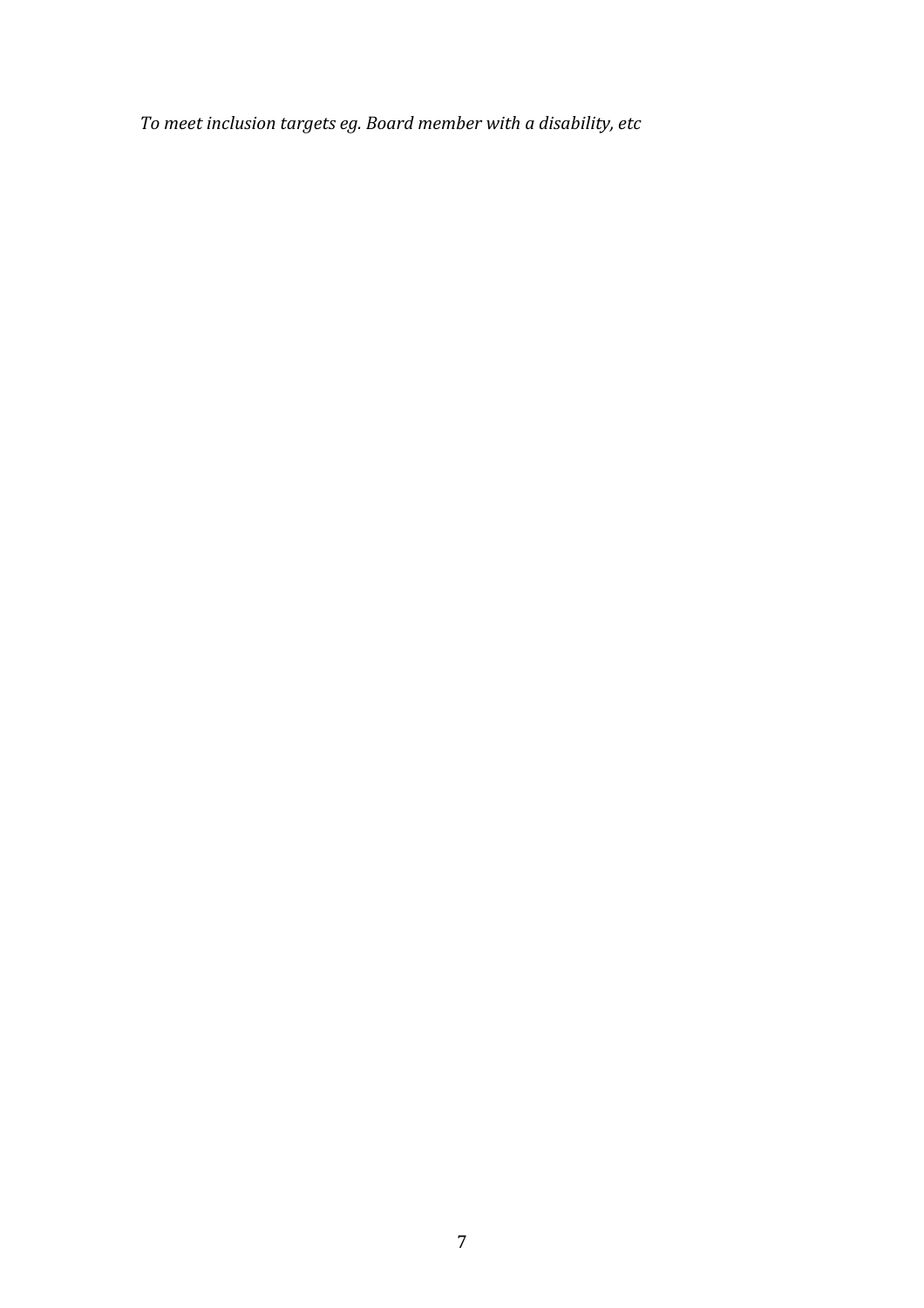*To meet inclusion targets eg. Board member with a disability, etc*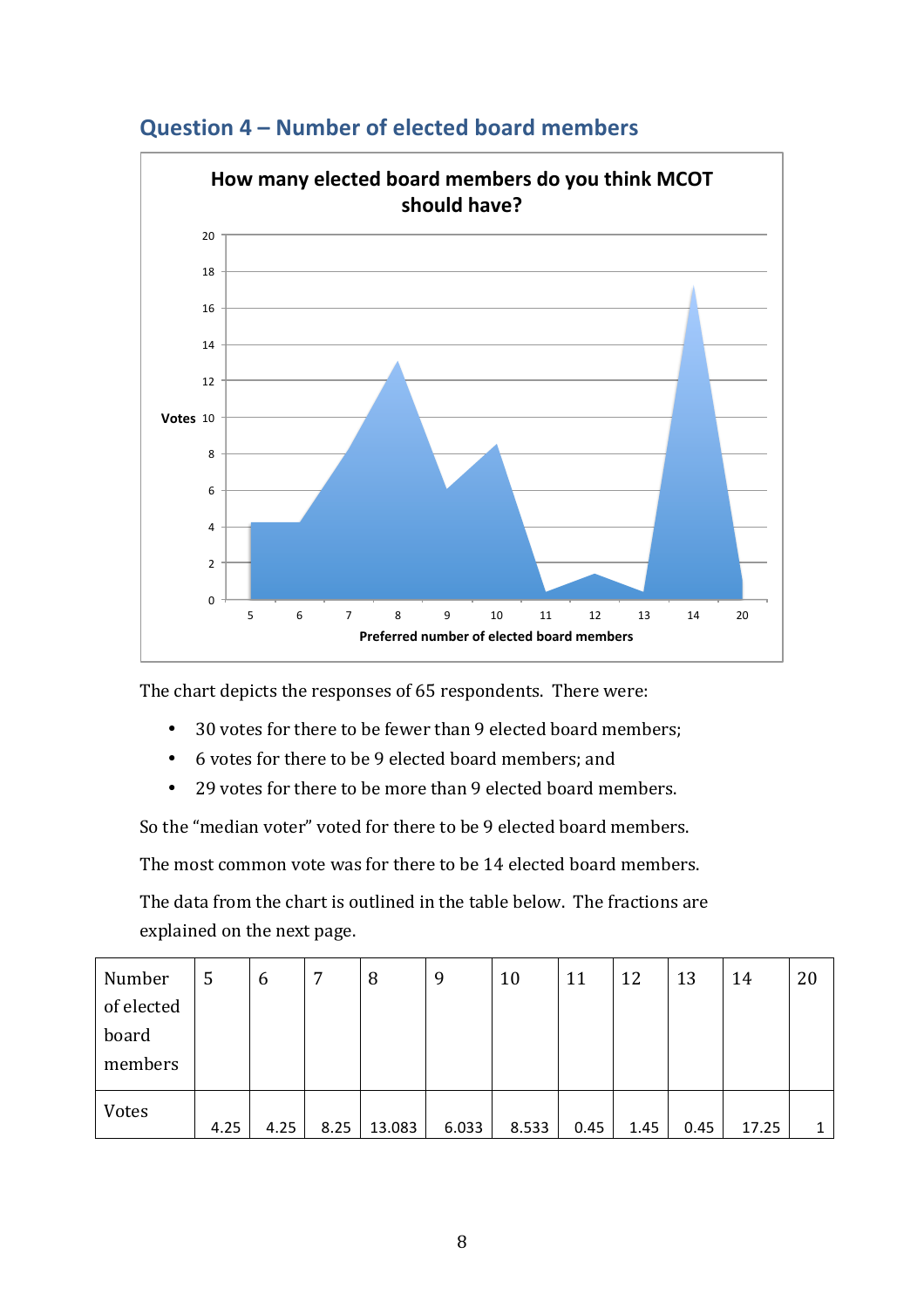## Question 4 – Number of elected board members

How many elected board members do you think MCOT should have?

Votes

0
2
4
6
8
10
12
14
16
18
20

5 6 7 8 9 10 11 12 13 14 20

Preferred number of elected board members

The chart depicts the responses of 65 respondents. There were:

- 30 votes for there to be fewer than 9 elected board members;
- 6 votes for there to be 9 elected board members; and
- 29 votes for there to be more than 9 elected board members.

So the "median voter" voted for there to be 9 elected board members.

The most common vote was for there to be 14 elected board members.

The data from the chart is outlined in the table below. The fractions are explained on the next page.

| Number of elected board members | 5 | 6 | 7 | 8 | 9 | 10 | 11 | 12 | 13 | 14 | 20 |
|---|---|---|---|---|---|---|---|---|---|---|---|
| Votes | 4.25 | 4.25 | 8.25 | 13.083 | 6.033 | 8.533 | 0.45 | 1.45 | 0.45 | 17.25 | 1 |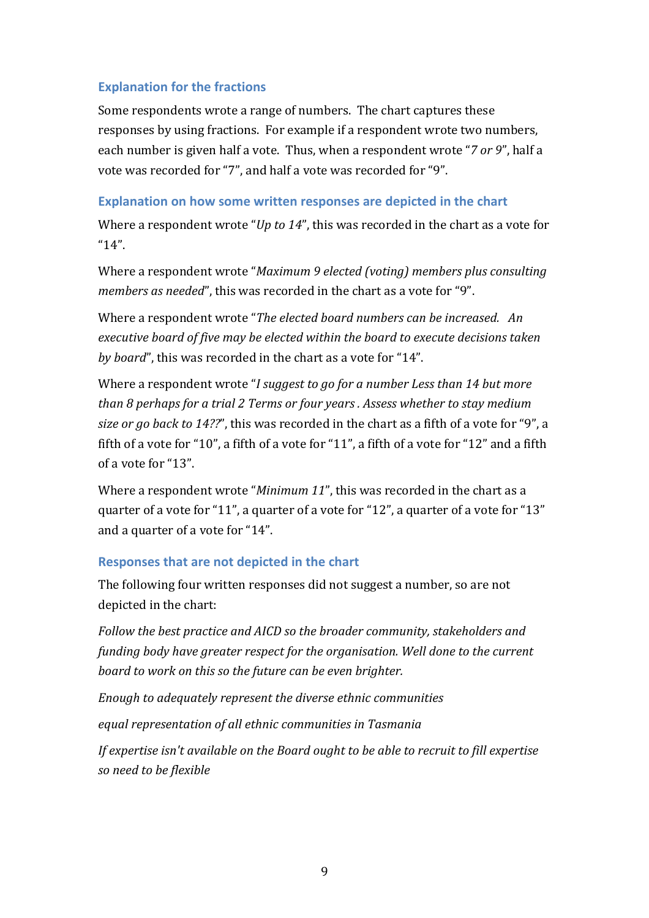### Explanation for the fractions

Some respondents wrote a range of numbers. The chart captures these responses by using fractions. For example if a respondent wrote two numbers, each number is given half a vote. Thus, when a respondent wrote "*7 or 9*", half a vote was recorded for "7", and half a vote was recorded for "9".

### Explanation on how some written responses are depicted in the chart

Where a respondent wrote "*Up to 14*", this was recorded in the chart as a vote for "14".

Where a respondent wrote "*Maximum 9 elected (voting) members plus consulting members as needed*", this was recorded in the chart as a vote for "9".

Where a respondent wrote "*The elected board numbers can be increased. An executive board of five may be elected within the board to execute decisions taken by board*", this was recorded in the chart as a vote for "14".

Where a respondent wrote "*I suggest to go for a number Less than 14 but more than 8 perhaps for a trial 2 Terms or four years . Assess whether to stay medium size or go back to 14??*", this was recorded in the chart as a fifth of a vote for "9", a fifth of a vote for "10", a fifth of a vote for "11", a fifth of a vote for "12" and a fifth of a vote for "13".

Where a respondent wrote "*Minimum 11*", this was recorded in the chart as a quarter of a vote for "11", a quarter of a vote for "12", a quarter of a vote for "13" and a quarter of a vote for "14".

### Responses that are not depicted in the chart

The following four written responses did not suggest a number, so are not depicted in the chart:

*Follow the best practice and AICD so the broader community, stakeholders and funding body have greater respect for the organisation. Well done to the current board to work on this so the future can be even brighter.*

*Enough to adequately represent the diverse ethnic communities*

*equal representation of all ethnic communities in Tasmania*

*If expertise isn't available on the Board ought to be able to recruit to fill expertise so need to be flexible*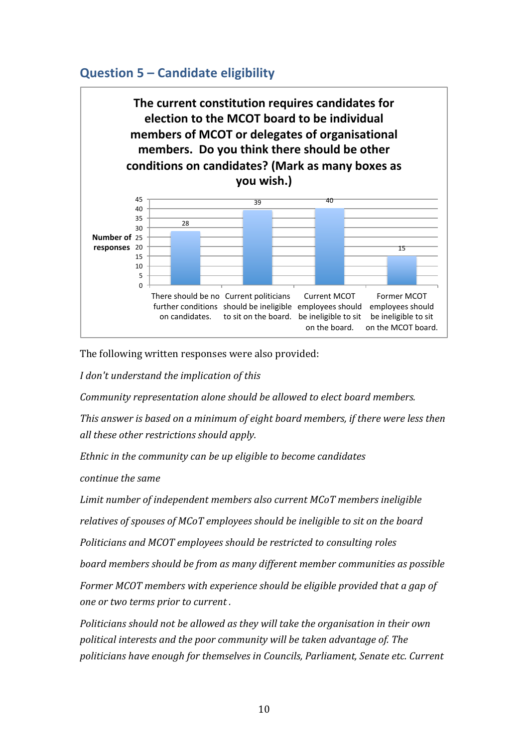## Question 5 – Candidate eligibility

**The current constitution requires candidates for election to the MCOT board to be individual members of MCOT or delegates of organisational members. Do you think there should be other conditions on candidates? (Mark as many boxes as you wish.)**

| Response | Number of responses |
|---|---|
| There should be no further conditions on candidates. | 28 |
| Current politicians should be ineligible to sit on the board. | 39 |
| Current MCOT employees should be ineligible to sit on the board. | 40 |
| Former MCOT employees should be ineligible to sit on the MCOT board. | 15 |

The following written responses were also provided:

*I don't understand the implication of this*

*Community representation alone should be allowed to elect board members.*

*This answer is based on a minimum of eight board members, if there were less then all these other restrictions should apply.*

*Ethnic in the community can be up eligible to become candidates*

*continue the same*

*Limit number of independent members also current MCoT members ineligible*

*relatives of spouses of MCoT employees should be ineligible to sit on the board*

*Politicians and MCOT employees should be restricted to consulting roles*

*board members should be from as many different member communities as possible*

*Former MCOT members with experience should be eligible provided that a gap of one or two terms prior to current .*

*Politicians should not be allowed as they will take the organisation in their own political interests and the poor community will be taken advantage of. The politicians have enough for themselves in Councils, Parliament, Senate etc. Current*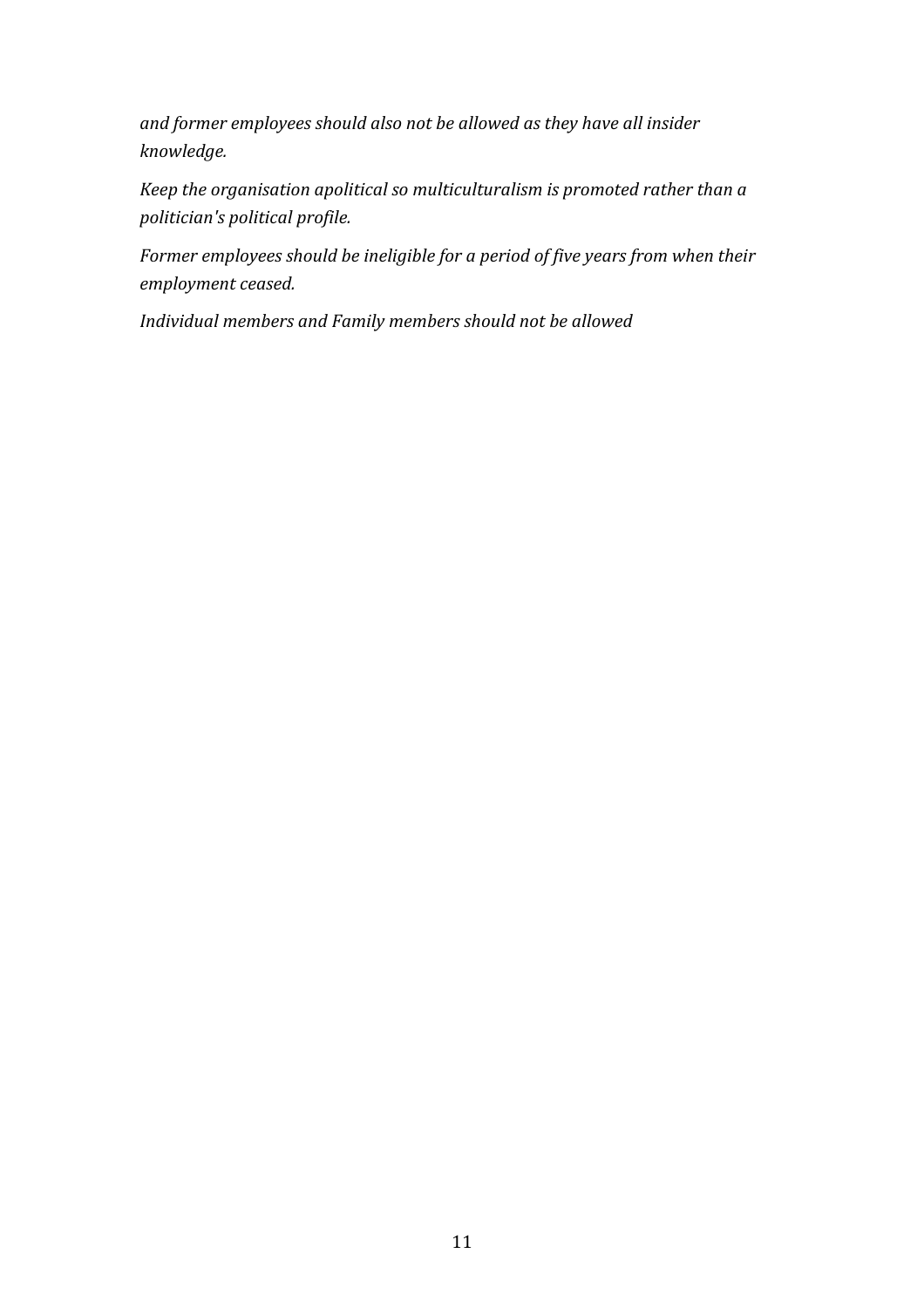*and former employees should also not be allowed as they have all insider knowledge.*

*Keep the organisation apolitical so multiculturalism is promoted rather than a politician's political profile.*

*Former employees should be ineligible for a period of five years from when their employment ceased.*

*Individual members and Family members should not be allowed*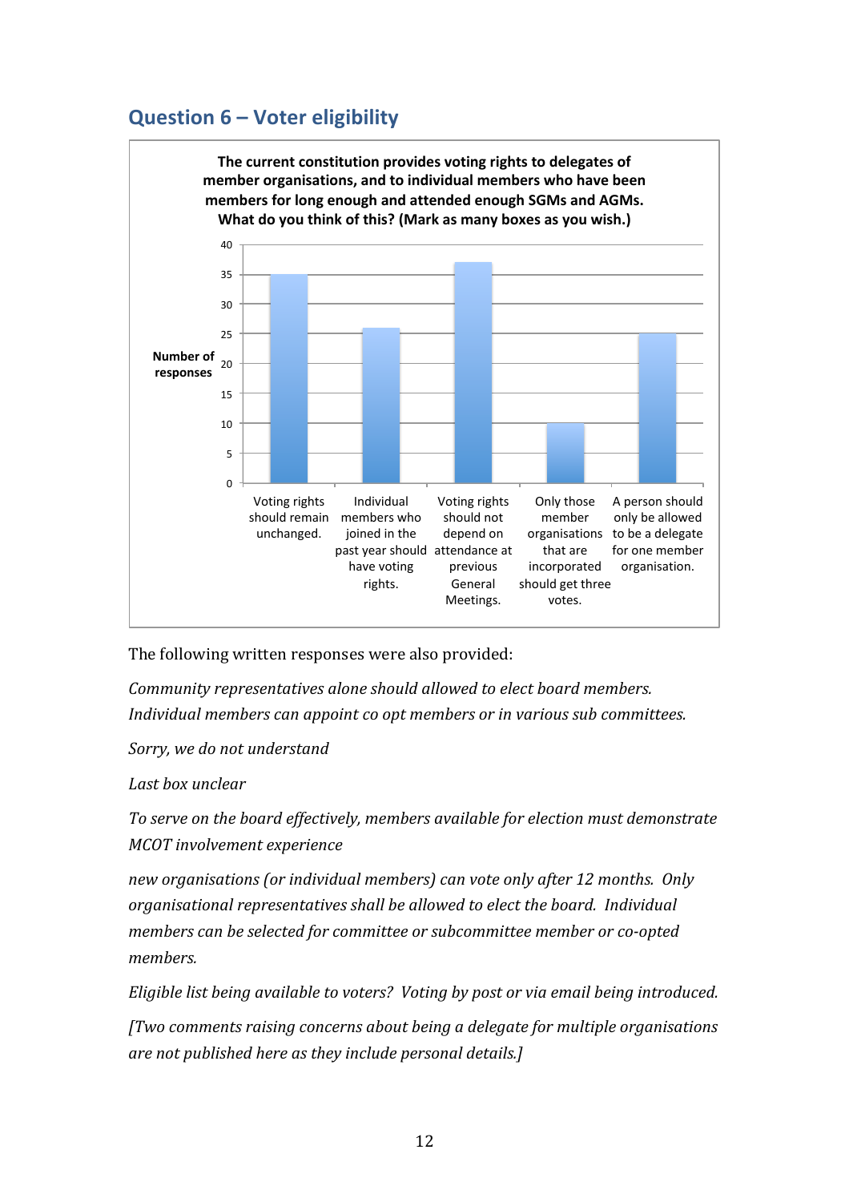## Question 6 – Voter eligibility

**The current constitution provides voting rights to delegates of member organisations, and to individual members who have been members for long enough and attended enough SGMs and AGMs. What do you think of this? (Mark as many boxes as you wish.)**

Number of responses

40
35
30
25
20
15
10
5
0

Voting rights should remain unchanged.

Individual members who joined in the past year should have voting rights.

Voting rights should not depend on attendance at previous General Meetings.

Only those member organisations that are incorporated should get three votes.

A person should only be allowed to be a delegate for one member organisation.

The following written responses were also provided:

*Community representatives alone should allowed to elect board members. Individual members can appoint co opt members or in various sub committees.*

*Sorry, we do not understand*

*Last box unclear*

*To serve on the board effectively, members available for election must demonstrate MCOT involvement experience*

*new organisations (or individual members) can vote only after 12 months. Only organisational representatives shall be allowed to elect the board. Individual members can be selected for committee or subcommittee member or co-opted members.*

*Eligible list being available to voters? Voting by post or via email being introduced.*

*[Two comments raising concerns about being a delegate for multiple organisations are not published here as they include personal details.]*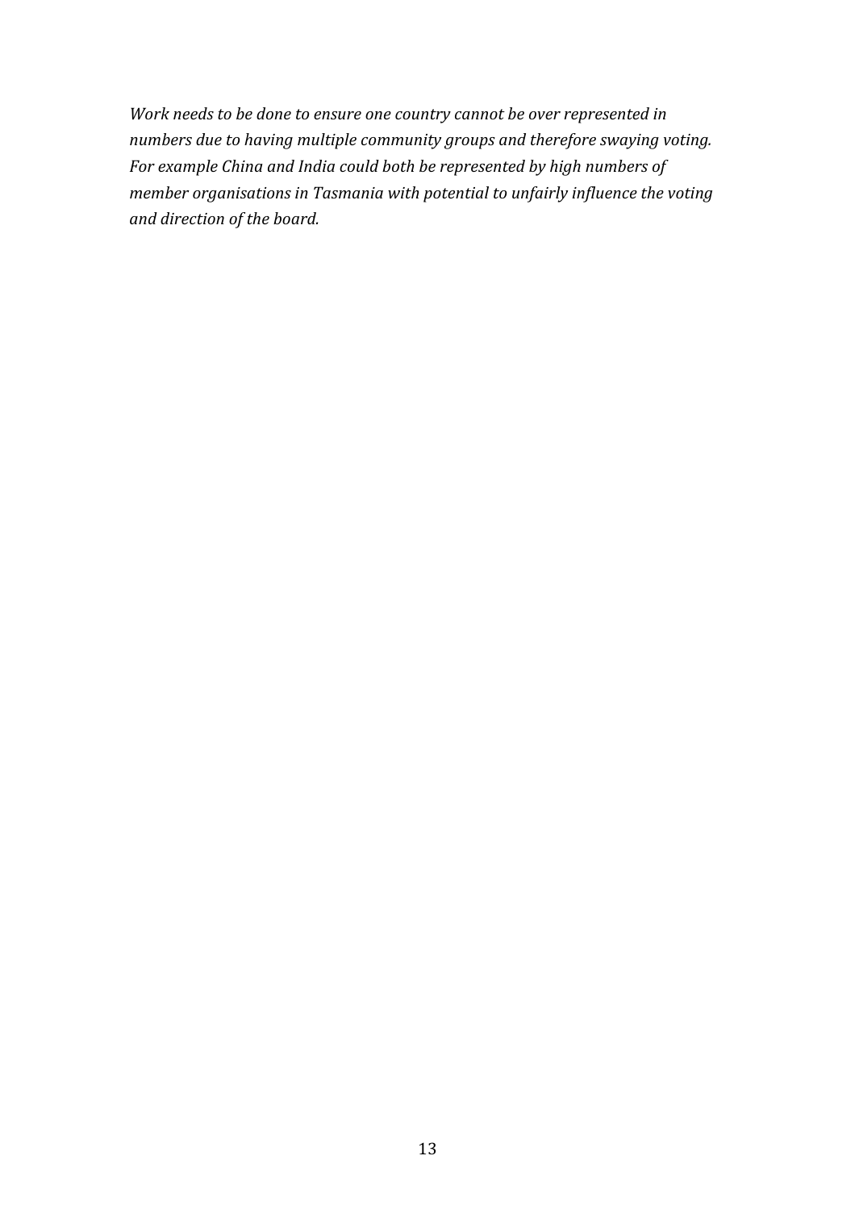*Work needs to be done to ensure one country cannot be over represented in numbers due to having multiple community groups and therefore swaying voting. For example China and India could both be represented by high numbers of member organisations in Tasmania with potential to unfairly influence the voting and direction of the board.*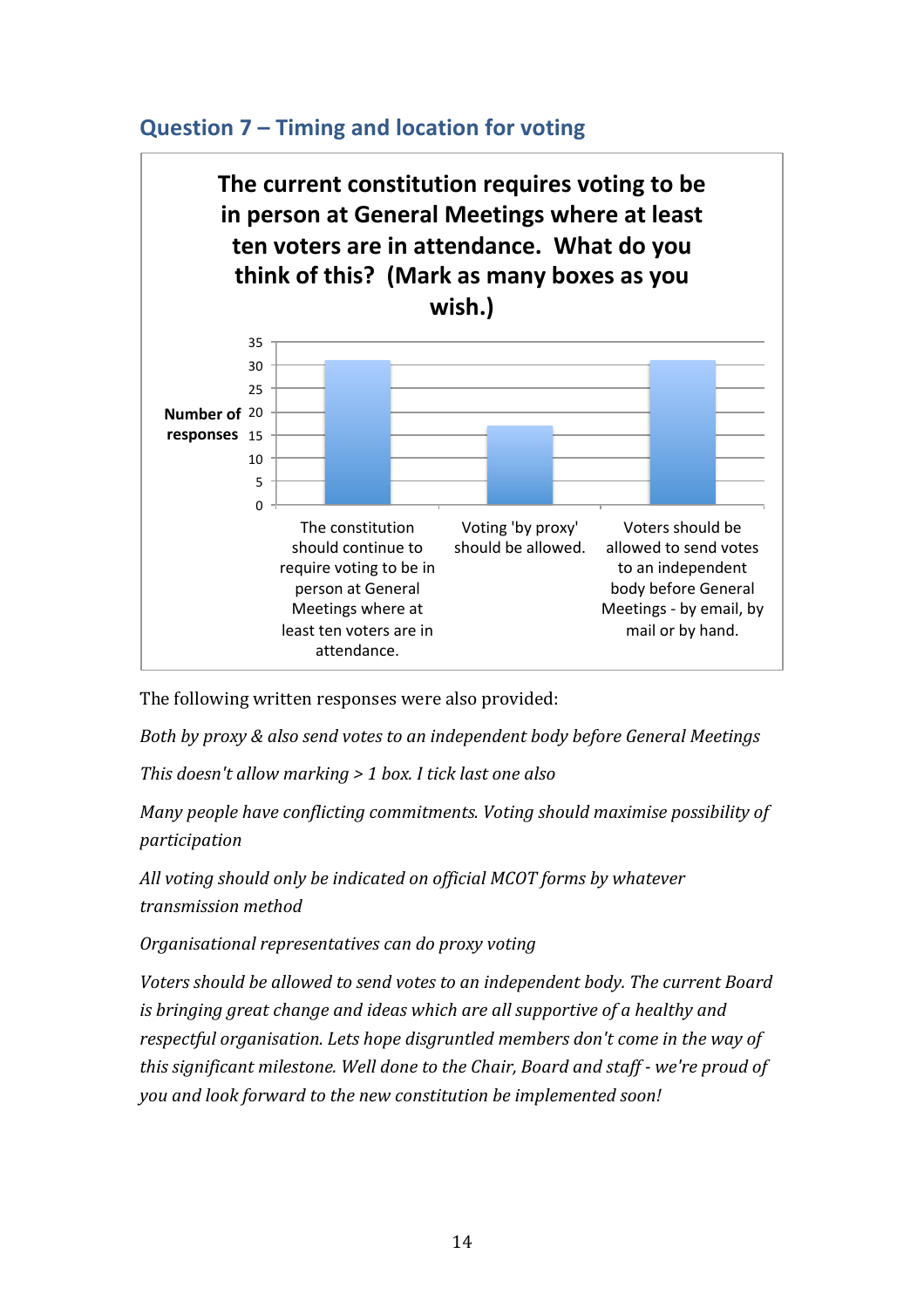## Question 7 – Timing and location for voting

**The current constitution requires voting to be in person at General Meetings where at least ten voters are in attendance. What do you think of this? (Mark as many boxes as you wish.)**

Number of responses

35
30
25
20
15
10
5
0

The constitution should continue to require voting to be in person at General Meetings where at least ten voters are in attendance.

Voting 'by proxy' should be allowed.

Voters should be allowed to send votes to an independent body before General Meetings - by email, by mail or by hand.

The following written responses were also provided:

*Both by proxy & also send votes to an independent body before General Meetings*

*This doesn't allow marking > 1 box. I tick last one also*

*Many people have conflicting commitments. Voting should maximise possibility of participation*

*All voting should only be indicated on official MCOT forms by whatever transmission method*

*Organisational representatives can do proxy voting*

*Voters should be allowed to send votes to an independent body. The current Board is bringing great change and ideas which are all supportive of a healthy and respectful organisation. Lets hope disgruntled members don't come in the way of this significant milestone. Well done to the Chair, Board and staff - we're proud of you and look forward to the new constitution be implemented soon!*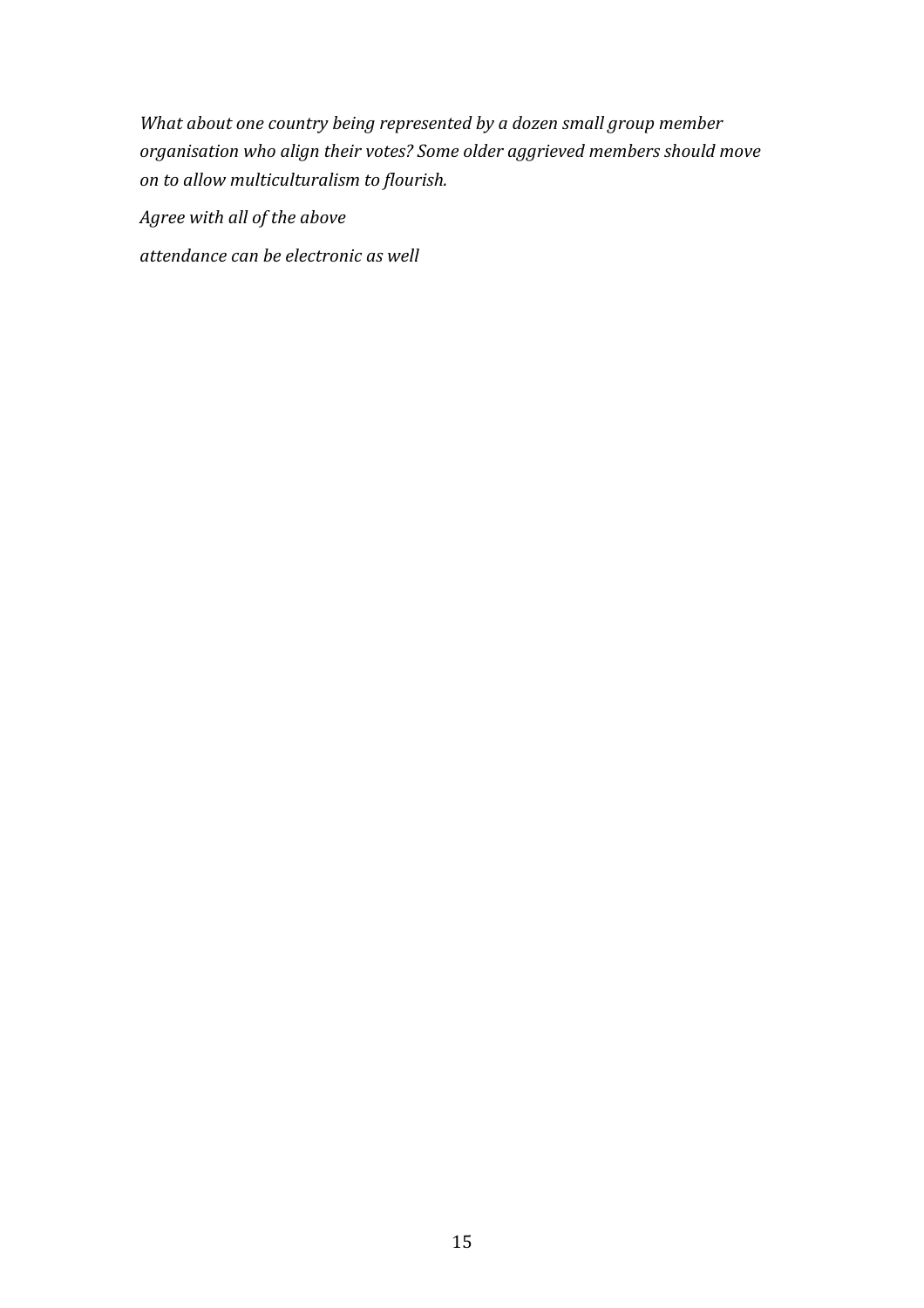*What about one country being represented by a dozen small group member organisation who align their votes? Some older aggrieved members should move on to allow multiculturalism to flourish.*

*Agree with all of the above*

*attendance can be electronic as well*